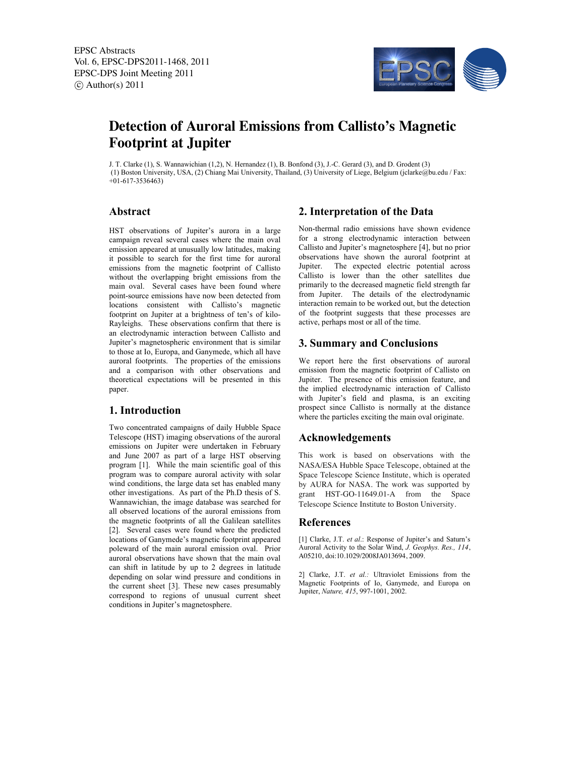EPSC Abstracts
Vol. 6, EPSC-DPS2011-1468, 2011
EPSC-DPS Joint Meeting 2011
© Author(s) 2011

# Detection of Auroral Emissions from Callisto's Magnetic Footprint at Jupiter

J. T. Clarke (1), S. Wannawichian (1,2), N. Hernandez (1), B. Bonfond (3), J.-C. Gerard (3), and D. Grodent (3)
(1) Boston University, USA, (2) Chiang Mai University, Thailand, (3) University of Liege, Belgium (jclarke@bu.edu / Fax: +01-617-3536463)

## Abstract

HST observations of Jupiter's aurora in a large campaign reveal several cases where the main oval emission appeared at unusually low latitudes, making it possible to search for the first time for auroral emissions from the magnetic footprint of Callisto without the overlapping bright emissions from the main oval. Several cases have been found where point-source emissions have now been detected from locations consistent with Callisto's magnetic footprint on Jupiter at a brightness of ten's of kilo-Rayleighs. These observations confirm that there is an electrodynamic interaction between Callisto and Jupiter's magnetospheric environment that is similar to those at Io, Europa, and Ganymede, which all have auroral footprints. The properties of the emissions and a comparison with other observations and theoretical expectations will be presented in this paper.

## 1. Introduction

Two concentrated campaigns of daily Hubble Space Telescope (HST) imaging observations of the auroral emissions on Jupiter were undertaken in February and June 2007 as part of a large HST observing program [1]. While the main scientific goal of this program was to compare auroral activity with solar wind conditions, the large data set has enabled many other investigations. As part of the Ph.D thesis of S. Wannawichian, the image database was searched for all observed locations of the auroral emissions from the magnetic footprints of all the Galilean satellites [2]. Several cases were found where the predicted locations of Ganymede's magnetic footprint appeared poleward of the main auroral emission oval. Prior auroral observations have shown that the main oval can shift in latitude by up to 2 degrees in latitude depending on solar wind pressure and conditions in the current sheet [3]. These new cases presumably correspond to regions of unusual current sheet conditions in Jupiter's magnetosphere.

## 2. Interpretation of the Data

Non-thermal radio emissions have shown evidence for a strong electrodynamic interaction between Callisto and Jupiter's magnetosphere [4], but no prior observations have shown the auroral footprint at Jupiter. The expected electric potential across Callisto is lower than the other satellites due primarily to the decreased magnetic field strength far from Jupiter. The details of the electrodynamic interaction remain to be worked out, but the detection of the footprint suggests that these processes are active, perhaps most or all of the time.

## 3. Summary and Conclusions

We report here the first observations of auroral emission from the magnetic footprint of Callisto on Jupiter. The presence of this emission feature, and the implied electrodynamic interaction of Callisto with Jupiter's field and plasma, is an exciting prospect since Callisto is normally at the distance where the particles exciting the main oval originate.

## Acknowledgements

This work is based on observations with the NASA/ESA Hubble Space Telescope, obtained at the Space Telescope Science Institute, which is operated by AURA for NASA. The work was supported by grant HST-GO-11649.01-A from the Space Telescope Science Institute to Boston University.

## References

[1] Clarke, J.T. *et al.*: Response of Jupiter's and Saturn's Auroral Activity to the Solar Wind, *J. Geophys. Res., 114*, A05210, doi:10.1029/2008JA013694, 2009.

2] Clarke, J.T. *et al.:* Ultraviolet Emissions from the Magnetic Footprints of Io, Ganymede, and Europa on Jupiter, *Nature, 415*, 997-1001, 2002.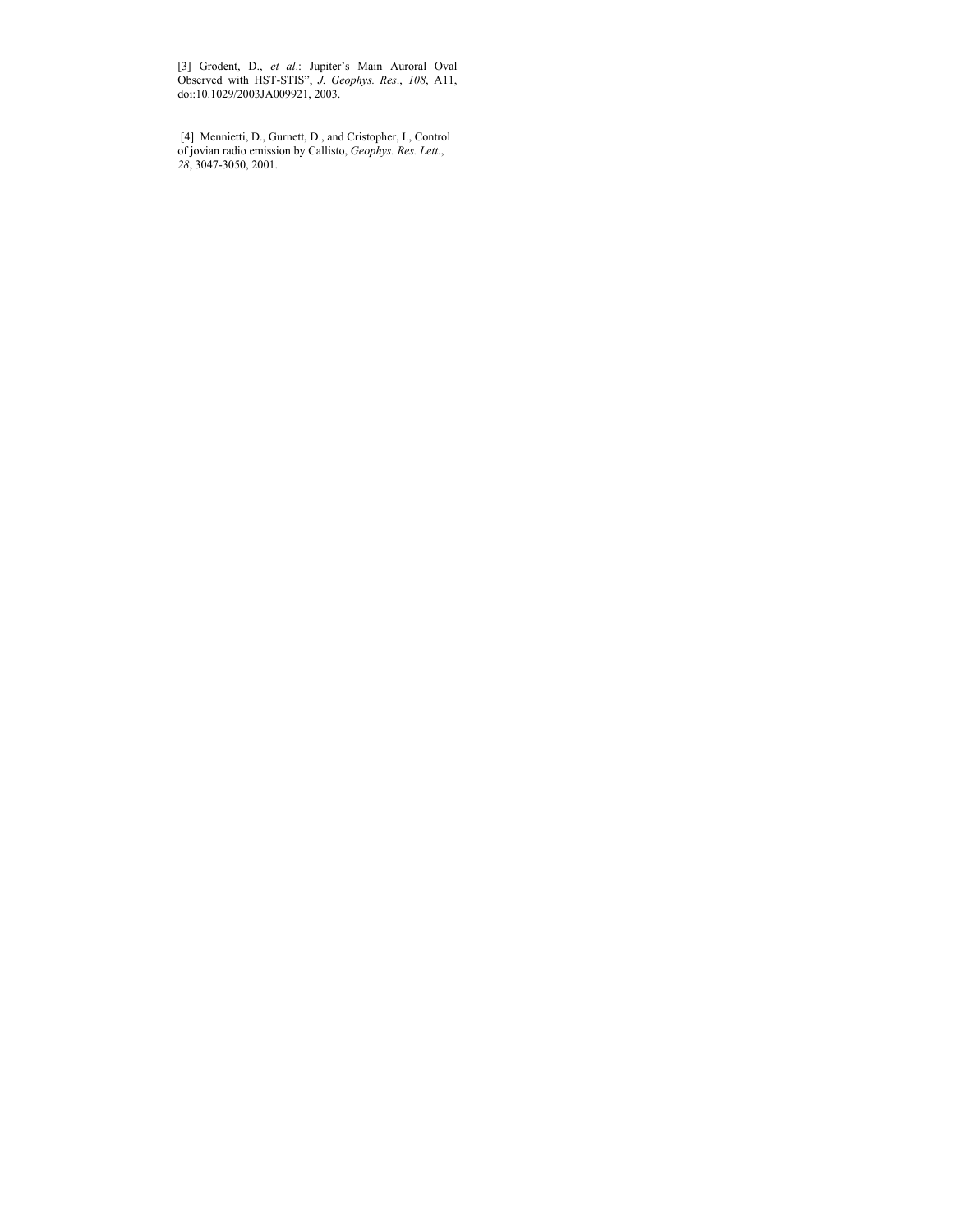[3] Grodent, D., *et al.*: Jupiter's Main Auroral Oval Observed with HST-STIS", *J. Geophys. Res.*, *108*, A11, doi:10.1029/2003JA009921, 2003.

[4] Mennietti, D., Gurnett, D., and Cristopher, I., Control of jovian radio emission by Callisto, *Geophys. Res. Lett.*, *28*, 3047-3050, 2001.